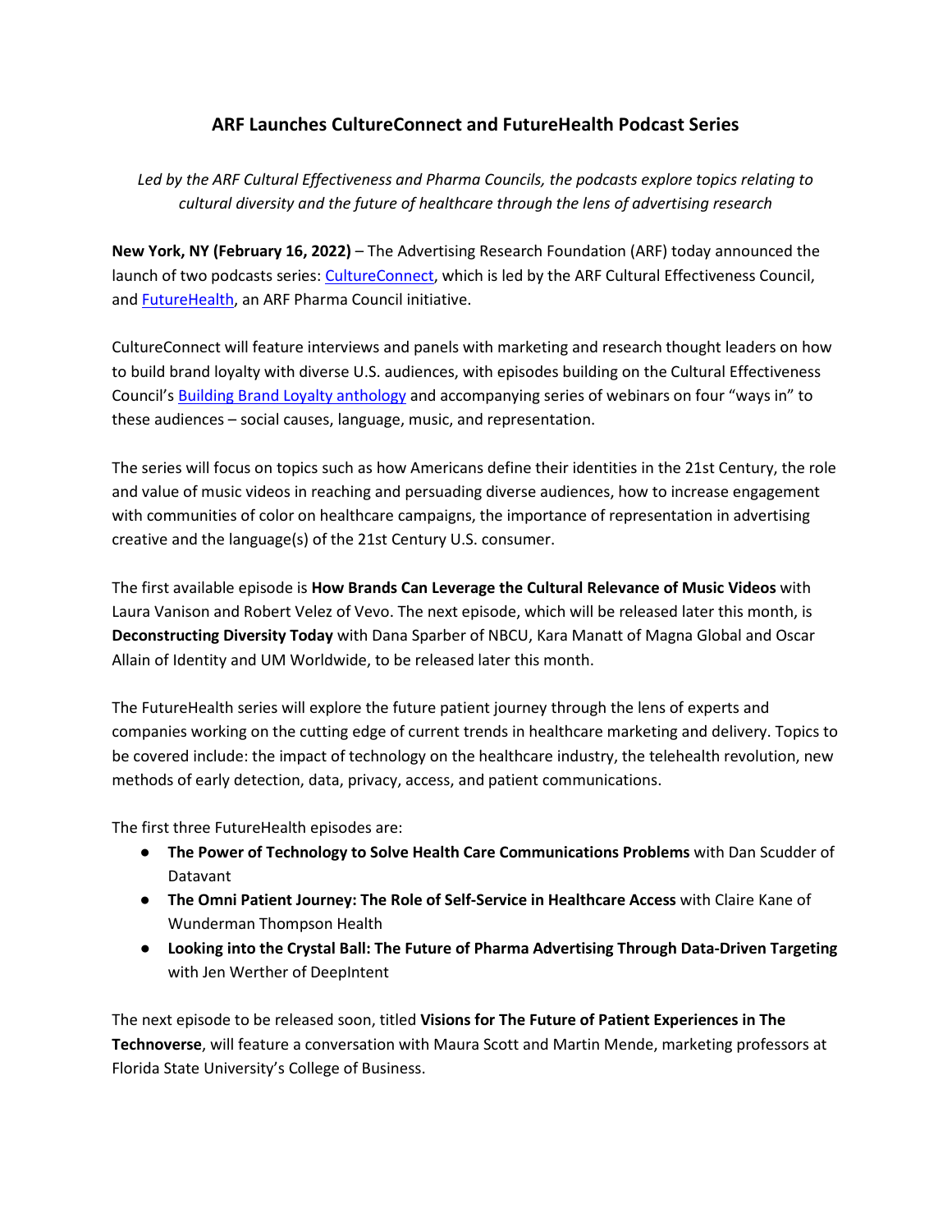# ARF Launches CultureConnect and FutureHealth Podcast Series

*Led by the ARF Cultural Effectiveness and Pharma Councils, the podcasts explore topics relating to cultural diversity and the future of healthcare through the lens of advertising research*

**New York, NY (February 16, 2022)** – The Advertising Research Foundation (ARF) today announced the launch of two podcasts series: CultureConnect, which is led by the ARF Cultural Effectiveness Council, and FutureHealth, an ARF Pharma Council initiative.

CultureConnect will feature interviews and panels with marketing and research thought leaders on how to build brand loyalty with diverse U.S. audiences, with episodes building on the Cultural Effectiveness Council's Building Brand Loyalty anthology and accompanying series of webinars on four "ways in" to these audiences – social causes, language, music, and representation.

The series will focus on topics such as how Americans define their identities in the 21st Century, the role and value of music videos in reaching and persuading diverse audiences, how to increase engagement with communities of color on healthcare campaigns, the importance of representation in advertising creative and the language(s) of the 21st Century U.S. consumer.

The first available episode is **How Brands Can Leverage the Cultural Relevance of Music Videos** with Laura Vanison and Robert Velez of Vevo. The next episode, which will be released later this month, is **Deconstructing Diversity Today** with Dana Sparber of NBCU, Kara Manatt of Magna Global and Oscar Allain of Identity and UM Worldwide, to be released later this month.

The FutureHealth series will explore the future patient journey through the lens of experts and companies working on the cutting edge of current trends in healthcare marketing and delivery. Topics to be covered include: the impact of technology on the healthcare industry, the telehealth revolution, new methods of early detection, data, privacy, access, and patient communications.

The first three FutureHealth episodes are:

- **The Power of Technology to Solve Health Care Communications Problems** with Dan Scudder of Datavant
- **The Omni Patient Journey: The Role of Self-Service in Healthcare Access** with Claire Kane of Wunderman Thompson Health
- **Looking into the Crystal Ball: The Future of Pharma Advertising Through Data-Driven Targeting** with Jen Werther of DeepIntent

The next episode to be released soon, titled **Visions for The Future of Patient Experiences in The Technoverse**, will feature a conversation with Maura Scott and Martin Mende, marketing professors at Florida State University's College of Business.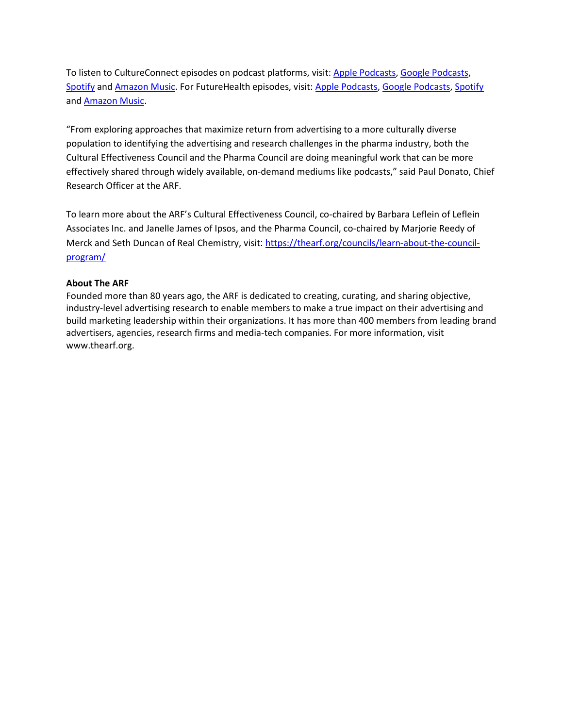To listen to CultureConnect episodes on podcast platforms, visit: [Apple Podcasts](), [Google Podcasts](), [Spotify]() and [Amazon Music](). For FutureHealth episodes, visit: [Apple Podcasts](), [Google Podcasts](), [Spotify]() and [Amazon Music]().

"From exploring approaches that maximize return from advertising to a more culturally diverse population to identifying the advertising and research challenges in the pharma industry, both the Cultural Effectiveness Council and the Pharma Council are doing meaningful work that can be more effectively shared through widely available, on-demand mediums like podcasts," said Paul Donato, Chief Research Officer at the ARF.

To learn more about the ARF's Cultural Effectiveness Council, co-chaired by Barbara Leflein of Leflein Associates Inc. and Janelle James of Ipsos, and the Pharma Council, co-chaired by Marjorie Reedy of Merck and Seth Duncan of Real Chemistry, visit: https://thearf.org/councils/learn-about-the-council-program/

**About The ARF**
Founded more than 80 years ago, the ARF is dedicated to creating, curating, and sharing objective, industry-level advertising research to enable members to make a true impact on their advertising and build marketing leadership within their organizations. It has more than 400 members from leading brand advertisers, agencies, research firms and media-tech companies. For more information, visit www.thearf.org.